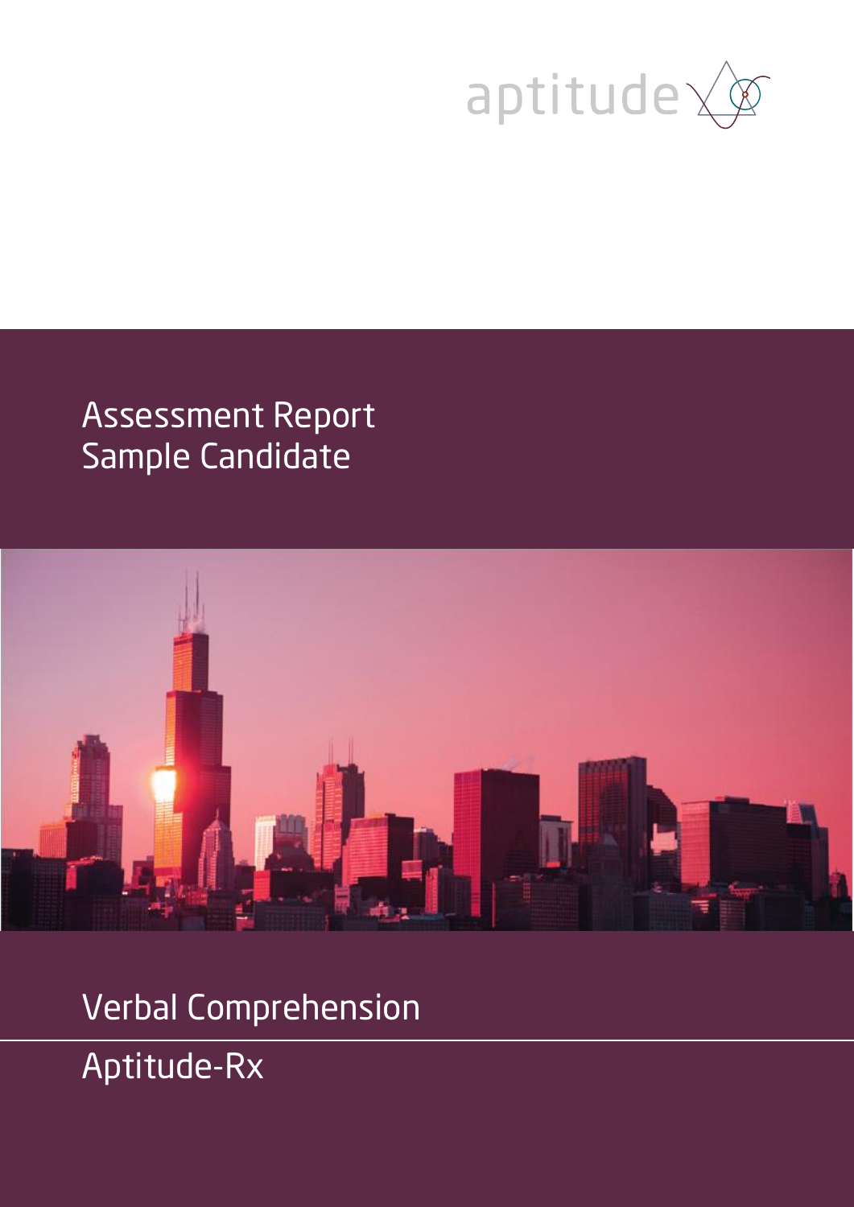aptitude

# Assessment Report
Sample Candidate

## Verbal Comprehension

## Aptitude-Rx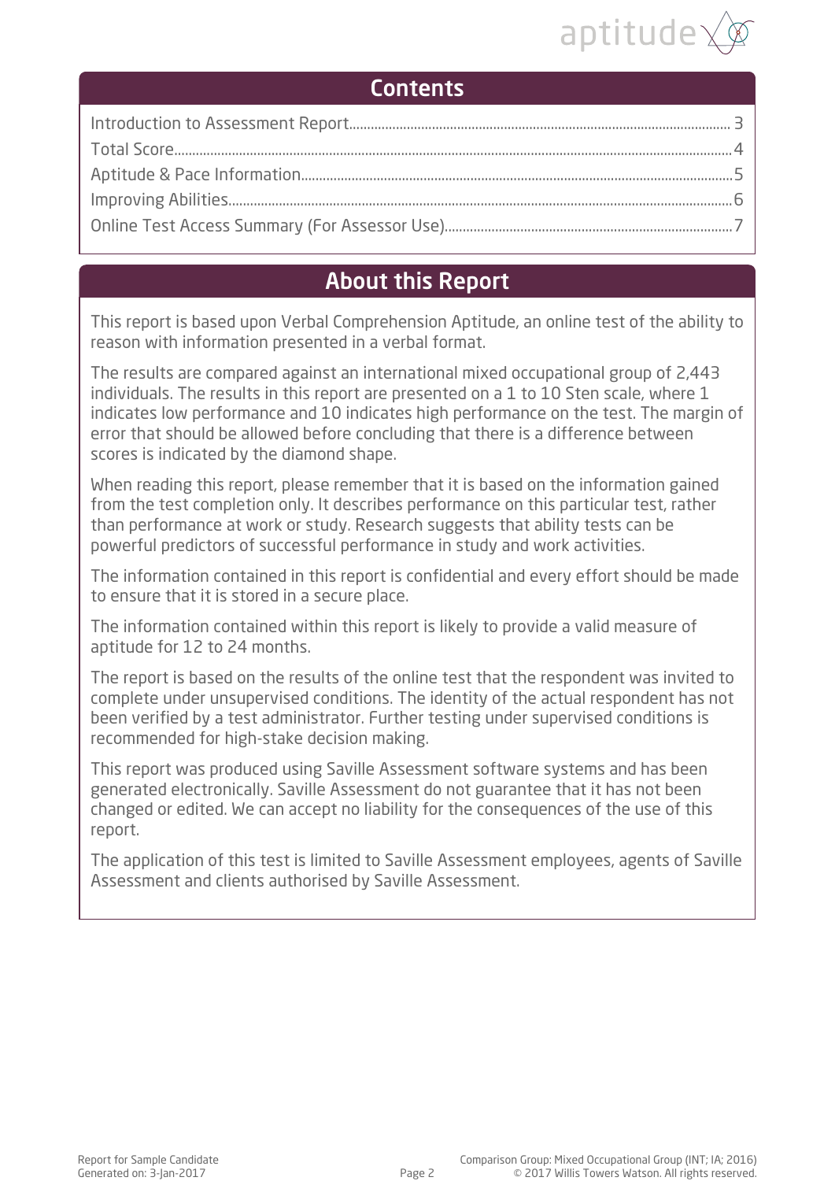## Contents

Introduction to Assessment Report........................................................................................................ 3
Total Score........................................................................................................................................................4
Aptitude & Pace Information........................................................................................................................5
Improving Abilities..........................................................................................................................................6
Online Test Access Summary (For Assessor Use).................................................................................7

## About this Report

This report is based upon Verbal Comprehension Aptitude, an online test of the ability to reason with information presented in a verbal format.

The results are compared against an international mixed occupational group of 2,443 individuals. The results in this report are presented on a 1 to 10 Sten scale, where 1 indicates low performance and 10 indicates high performance on the test. The margin of error that should be allowed before concluding that there is a difference between scores is indicated by the diamond shape.

When reading this report, please remember that it is based on the information gained from the test completion only. It describes performance on this particular test, rather than performance at work or study. Research suggests that ability tests can be powerful predictors of successful performance in study and work activities.

The information contained in this report is confidential and every effort should be made to ensure that it is stored in a secure place.

The information contained within this report is likely to provide a valid measure of aptitude for 12 to 24 months.

The report is based on the results of the online test that the respondent was invited to complete under unsupervised conditions. The identity of the actual respondent has not been verified by a test administrator. Further testing under supervised conditions is recommended for high-stake decision making.

This report was produced using Saville Assessment software systems and has been generated electronically. Saville Assessment do not guarantee that it has not been changed or edited. We can accept no liability for the consequences of the use of this report.

The application of this test is limited to Saville Assessment employees, agents of Saville Assessment and clients authorised by Saville Assessment.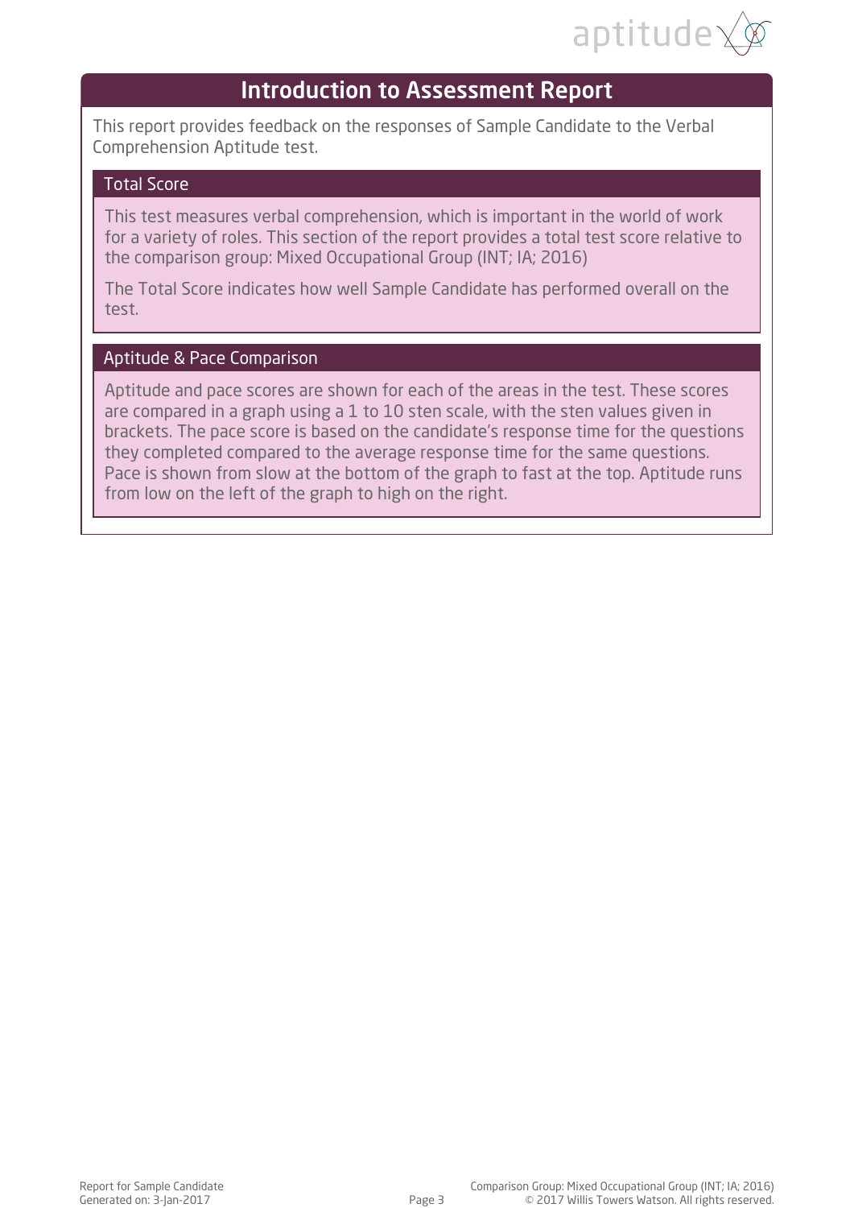# Introduction to Assessment Report

This report provides feedback on the responses of Sample Candidate to the Verbal Comprehension Aptitude test.

## Total Score

This test measures verbal comprehension, which is important in the world of work for a variety of roles. This section of the report provides a total test score relative to the comparison group: Mixed Occupational Group (INT; IA; 2016)

The Total Score indicates how well Sample Candidate has performed overall on the test.

## Aptitude & Pace Comparison

Aptitude and pace scores are shown for each of the areas in the test. These scores are compared in a graph using a 1 to 10 sten scale, with the sten values given in brackets. The pace score is based on the candidate's response time for the questions they completed compared to the average response time for the same questions. Pace is shown from slow at the bottom of the graph to fast at the top. Aptitude runs from low on the left of the graph to high on the right.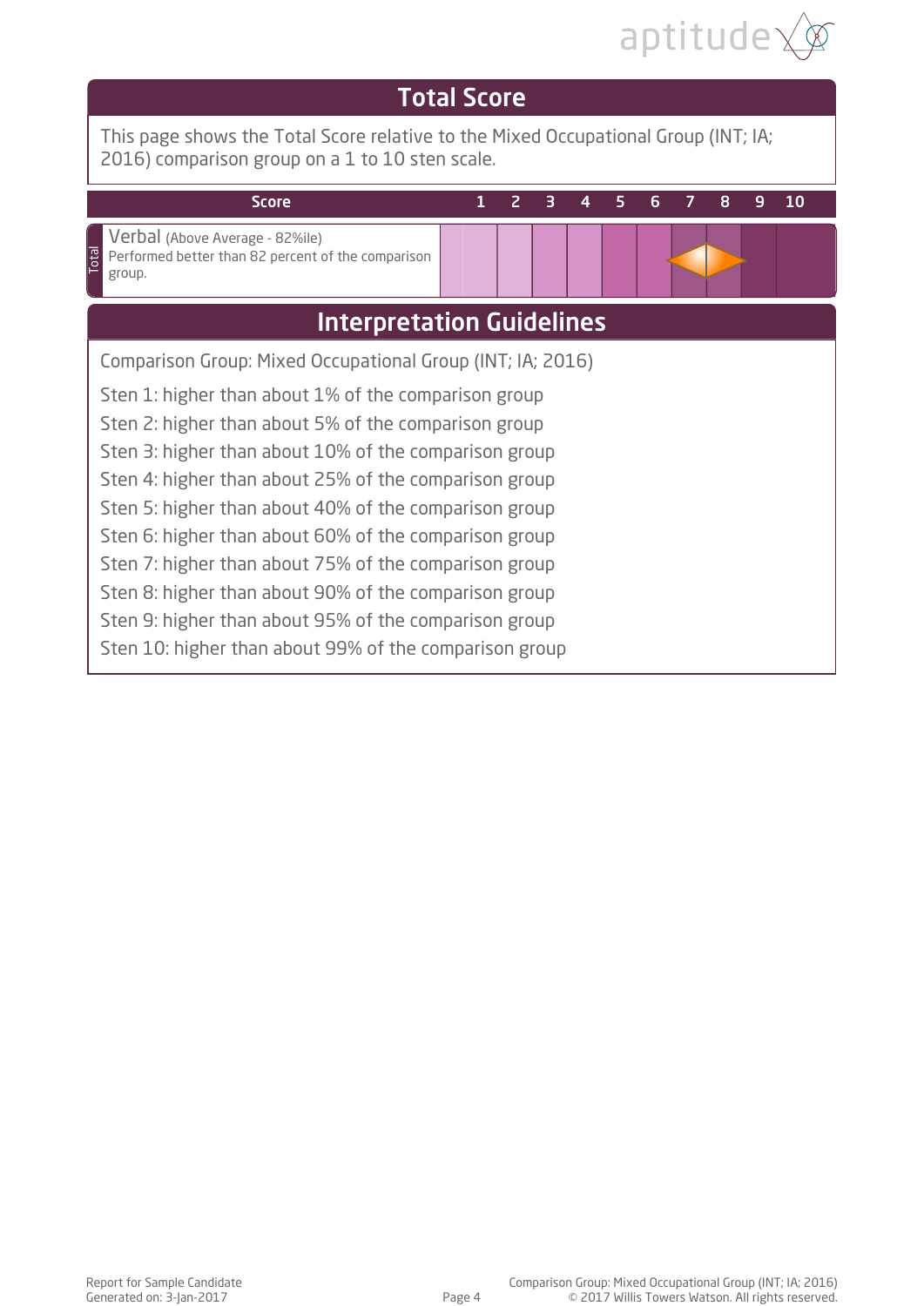# Total Score

This page shows the Total Score relative to the Mixed Occupational Group (INT; IA; 2016) comparison group on a 1 to 10 sten scale.

| | Score | 1 | 2 | 3 | 4 | 5 | 6 | 7 | 8 | 9 | 10 |
|---|---|---|---|---|---|---|---|---|---|---|---|
| Total | Verbal (Above Average - 82%ile) Performed better than 82 percent of the comparison group. | | | | | | | | 8 | | |

# Interpretation Guidelines

Comparison Group: Mixed Occupational Group (INT; IA; 2016)

Sten 1: higher than about 1% of the comparison group
Sten 2: higher than about 5% of the comparison group
Sten 3: higher than about 10% of the comparison group
Sten 4: higher than about 25% of the comparison group
Sten 5: higher than about 40% of the comparison group
Sten 6: higher than about 60% of the comparison group
Sten 7: higher than about 75% of the comparison group
Sten 8: higher than about 90% of the comparison group
Sten 9: higher than about 95% of the comparison group
Sten 10: higher than about 99% of the comparison group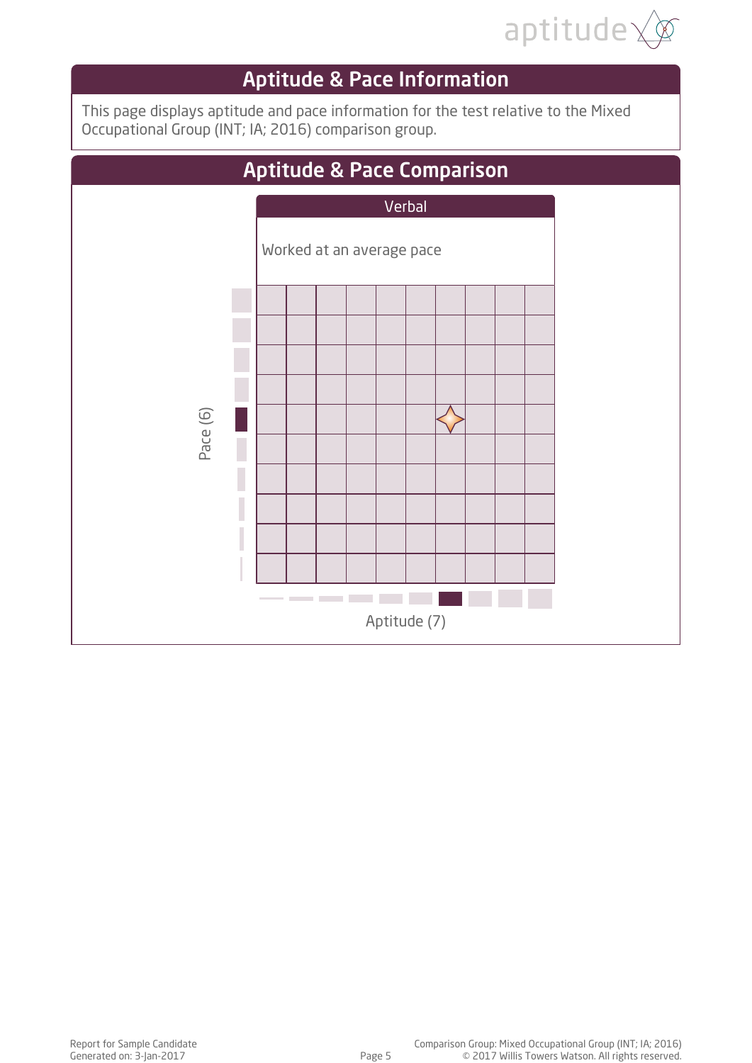## Aptitude & Pace Information

This page displays aptitude and pace information for the test relative to the Mixed Occupational Group (INT; IA; 2016) comparison group.

## Aptitude & Pace Comparison

### Verbal

Worked at an average pace

Pace (6)

Aptitude (7)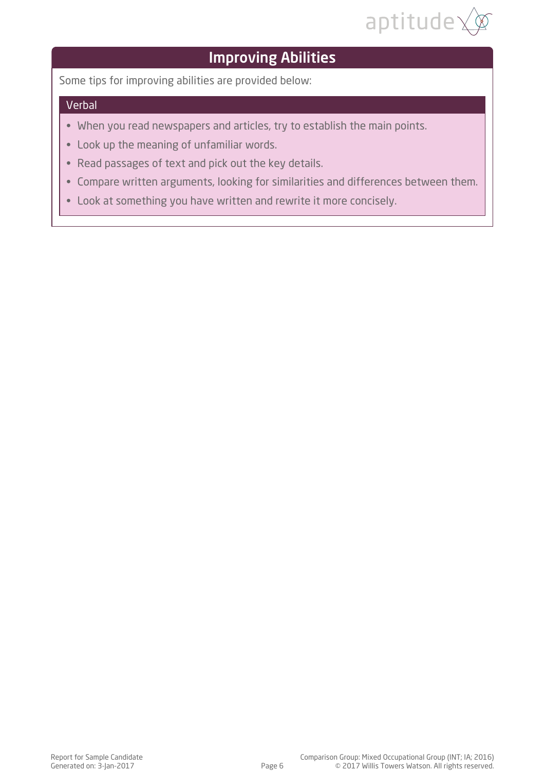# Improving Abilities

Some tips for improving abilities are provided below:

## Verbal

- When you read newspapers and articles, try to establish the main points.
- Look up the meaning of unfamiliar words.
- Read passages of text and pick out the key details.
- Compare written arguments, looking for similarities and differences between them.
- Look at something you have written and rewrite it more concisely.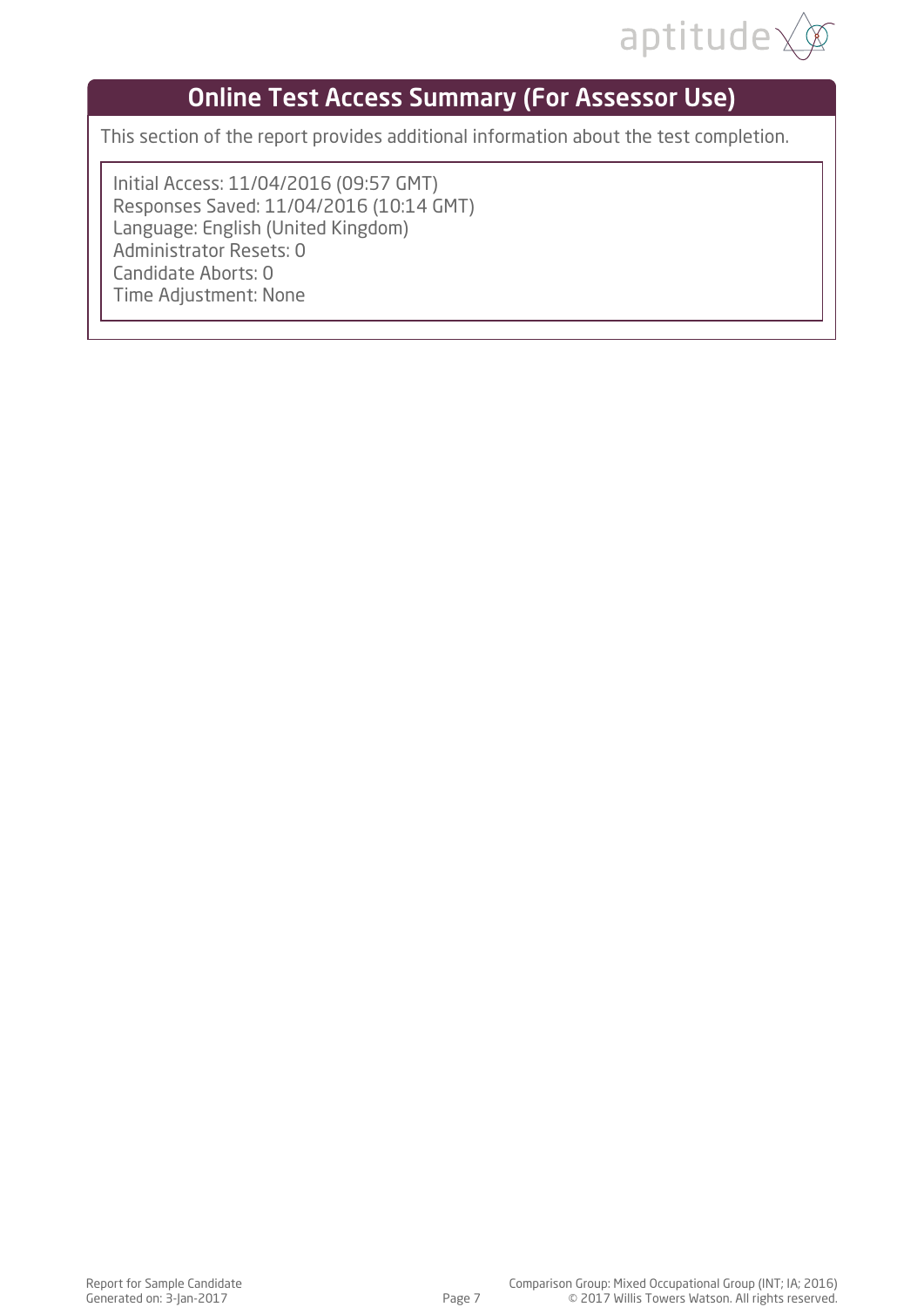## Online Test Access Summary (For Assessor Use)

This section of the report provides additional information about the test completion.

Initial Access: 11/04/2016 (09:57 GMT)
Responses Saved: 11/04/2016 (10:14 GMT)
Language: English (United Kingdom)
Administrator Resets: 0
Candidate Aborts: 0
Time Adjustment: None